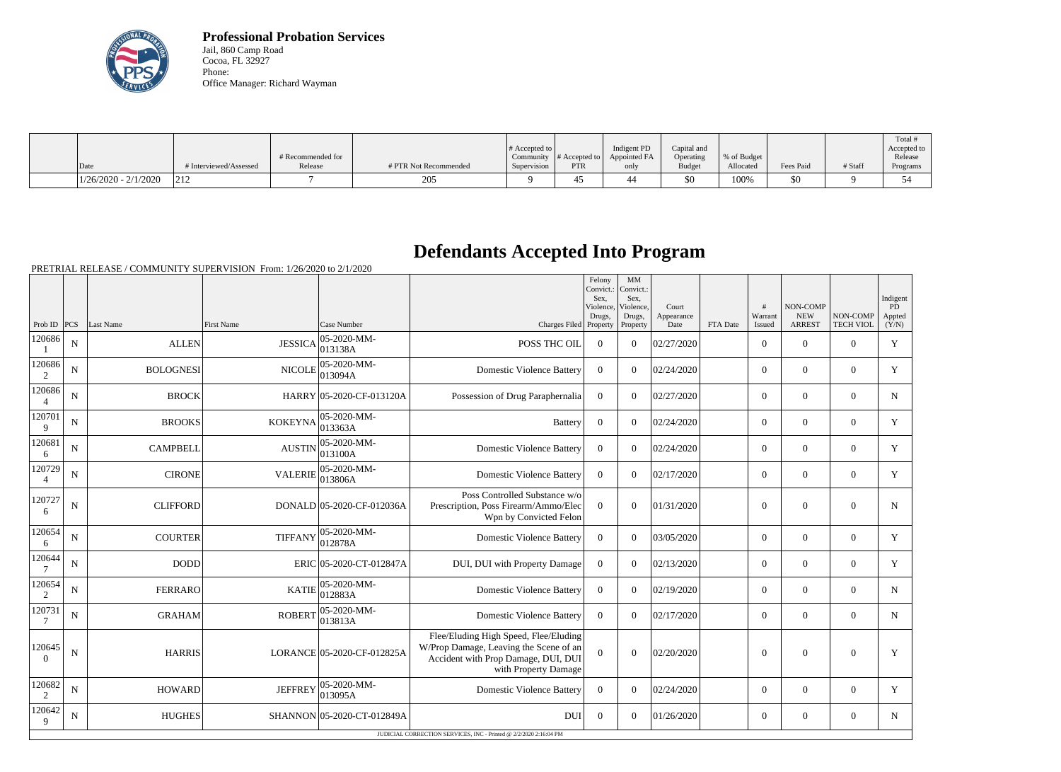**Professional Probation Services**
Jail, 860 Camp Road
Cocoa, FL 32927
Phone:
Office Manager: Richard Wayman

| Date | # Interviewed/Assessed | # Recommended for Release | # PTR Not Recommended | # Accepted to Community Supervision | # Accepted to PTR | Indigent PD Appointed FA only | Capital and Operating Budget | % of Budget Allocated | Fees Paid | # Staff | Total # Accepted to Release Programs |
|---|---|---|---|---|---|---|---|---|---|---|---|
| 1/26/2020 - 2/1/2020 | 212 | 7 | 205 | 9 | 45 | 44 | $0 | 100% | $0 | 9 | 54 |

# Defendants Accepted Into Program

PRETRIAL RELEASE / COMMUNITY SUPERVISION From: 1/26/2020 to 2/1/2020

| Prob ID | PCS | Last Name | First Name | Case Number | Charges Filed | Felony Convict.: Sex, Violence, Drugs, Property | MM Convict.: Sex, Violence, Drugs, Property | Court Appearance Date | FTA Date | # Warrant Issued | NON-COMP NEW ARREST | NON-COMP TECH VIOL | Indigent PD Appted (Y/N) |
|---|---|---|---|---|---|---|---|---|---|---|---|---|---|
| 1206861 | N | ALLEN | JESSICA | 05-2020-MM-013138A | POSS THC OIL | 0 | 0 | 02/27/2020 | | 0 | 0 | 0 | Y |
| 1206862 | N | BOLOGNESI | NICOLE | 05-2020-MM-013094A | Domestic Violence Battery | 0 | 0 | 02/24/2020 | | 0 | 0 | 0 | Y |
| 1206864 | N | BROCK | HARRY | 05-2020-CF-013120A | Possession of Drug Paraphernalia | 0 | 0 | 02/27/2020 | | 0 | 0 | 0 | N |
| 1207019 | N | BROOKS | KOKEYNA | 05-2020-MM-013363A | Battery | 0 | 0 | 02/24/2020 | | 0 | 0 | 0 | Y |
| 1206816 | N | CAMPBELL | AUSTIN | 05-2020-MM-013100A | Domestic Violence Battery | 0 | 0 | 02/24/2020 | | 0 | 0 | 0 | Y |
| 1207294 | N | CIRONE | VALERIE | 05-2020-MM-013806A | Domestic Violence Battery | 0 | 0 | 02/17/2020 | | 0 | 0 | 0 | Y |
| 1207276 | N | CLIFFORD | DONALD | 05-2020-CF-012036A | Poss Controlled Substance w/o Prescription, Poss Firearm/Ammo/Elec Wpn by Convicted Felon | 0 | 0 | 01/31/2020 | | 0 | 0 | 0 | N |
| 1206546 | N | COURTER | TIFFANY | 05-2020-MM-012878A | Domestic Violence Battery | 0 | 0 | 03/05/2020 | | 0 | 0 | 0 | Y |
| 1206447 | N | DODD | ERIC | 05-2020-CT-012847A | DUI, DUI with Property Damage | 0 | 0 | 02/13/2020 | | 0 | 0 | 0 | Y |
| 1206542 | N | FERRARO | KATIE | 05-2020-MM-012883A | Domestic Violence Battery | 0 | 0 | 02/19/2020 | | 0 | 0 | 0 | N |
| 1207317 | N | GRAHAM | ROBERT | 05-2020-MM-013813A | Domestic Violence Battery | 0 | 0 | 02/17/2020 | | 0 | 0 | 0 | N |
| 1206450 | N | HARRIS | LORANCE | 05-2020-CF-012825A | Flee/Eluding High Speed, Flee/Eluding W/Prop Damage, Leaving the Scene of an Accident with Prop Damage, DUI, DUI with Property Damage | 0 | 0 | 02/20/2020 | | 0 | 0 | 0 | Y |
| 1206822 | N | HOWARD | JEFFREY | 05-2020-MM-013095A | Domestic Violence Battery | 0 | 0 | 02/24/2020 | | 0 | 0 | 0 | Y |
| 1206429 | N | HUGHES | SHANNON | 05-2020-CT-012849A | DUI | 0 | 0 | 01/26/2020 | | 0 | 0 | 0 | N |

JUDICIAL CORRECTION SERVICES, INC - Printed @ 2/2/2020 2:16:04 PM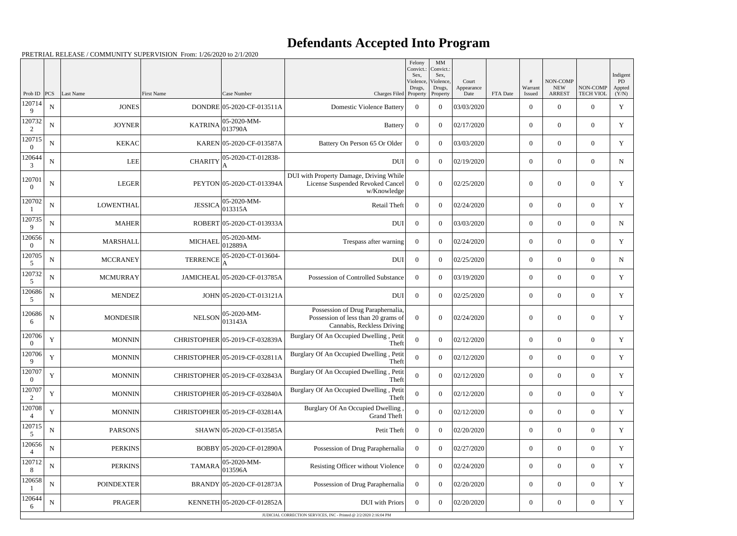# Defendants Accepted Into Program

PRETRIAL RELEASE / COMMUNITY SUPERVISION From: 1/26/2020 to 2/1/2020

| Prob ID | PCS | Last Name | First Name | Case Number | Charges Filed | Felony Convict.: Sex, Violence, Drugs, Property | MM Convict.: Sex, Violence, Drugs, Property | Court Appearance Date | FTA Date | # Warrant Issued | NON-COMP NEW ARREST | NON-COMP TECH VIOL | Indigent PD Appted (Y/N) |
|---|---|---|---|---|---|---|---|---|---|---|---|---|---|
| 1207149 | N | JONES | DONDRE | 05-2020-CF-013511A | Domestic Violence Battery | 0 | 0 | 03/03/2020 | | 0 | 0 | 0 | Y |
| 1207322 | N | JOYNER | KATRINA | 05-2020-MM-013790A | Battery | 0 | 0 | 02/17/2020 | | 0 | 0 | 0 | Y |
| 1207150 | N | KEKAC | KAREN | 05-2020-CF-013587A | Battery On Person 65 Or Older | 0 | 0 | 03/03/2020 | | 0 | 0 | 0 | Y |
| 1206443 | N | LEE | CHARITY | 05-2020-CT-012838-A | DUI | 0 | 0 | 02/19/2020 | | 0 | 0 | 0 | N |
| 1207010 | N | LEGER | PEYTON | 05-2020-CT-013394A | DUI with Property Damage, Driving While License Suspended Revoked Cancel w/Knowledge | 0 | 0 | 02/25/2020 | | 0 | 0 | 0 | Y |
| 1207021 | N | LOWENTHAL | JESSICA | 05-2020-MM-013315A | Retail Theft | 0 | 0 | 02/24/2020 | | 0 | 0 | 0 | Y |
| 1207359 | N | MAHER | ROBERT | 05-2020-CT-013933A | DUI | 0 | 0 | 03/03/2020 | | 0 | 0 | 0 | N |
| 1206560 | N | MARSHALL | MICHAEL | 05-2020-MM-012889A | Trespass after warning | 0 | 0 | 02/24/2020 | | 0 | 0 | 0 | Y |
| 1207055 | N | MCCRANEY | TERRENCE | 05-2020-CT-013604-A | DUI | 0 | 0 | 02/25/2020 | | 0 | 0 | 0 | N |
| 1207325 | N | MCMURRAY | JAMICHEAL | 05-2020-CF-013785A | Possession of Controlled Substance | 0 | 0 | 03/19/2020 | | 0 | 0 | 0 | Y |
| 1206865 | N | MENDEZ | JOHN | 05-2020-CT-013121A | DUI | 0 | 0 | 02/25/2020 | | 0 | 0 | 0 | Y |
| 1206866 | N | MONDESIR | NELSON | 05-2020-MM-013143A | Possession of Drug Paraphernalia, Possession of less than 20 grams of Cannabis, Reckless Driving | 0 | 0 | 02/24/2020 | | 0 | 0 | 0 | Y |
| 1207060 | Y | MONNIN | CHRISTOPHER | 05-2019-CF-032839A | Burglary Of An Occupied Dwelling , Petit Theft | 0 | 0 | 02/12/2020 | | 0 | 0 | 0 | Y |
| 1207069 | Y | MONNIN | CHRISTOPHER | 05-2019-CF-032811A | Burglary Of An Occupied Dwelling , Petit Theft | 0 | 0 | 02/12/2020 | | 0 | 0 | 0 | Y |
| 1207070 | Y | MONNIN | CHRISTOPHER | 05-2019-CF-032843A | Burglary Of An Occupied Dwelling , Petit Theft | 0 | 0 | 02/12/2020 | | 0 | 0 | 0 | Y |
| 1207072 | Y | MONNIN | CHRISTOPHER | 05-2019-CF-032840A | Burglary Of An Occupied Dwelling , Petit Theft | 0 | 0 | 02/12/2020 | | 0 | 0 | 0 | Y |
| 1207084 | Y | MONNIN | CHRISTOPHER | 05-2019-CF-032814A | Burglary Of An Occupied Dwelling , Grand Theft | 0 | 0 | 02/12/2020 | | 0 | 0 | 0 | Y |
| 1207155 | N | PARSONS | SHAWN | 05-2020-CF-013585A | Petit Theft | 0 | 0 | 02/20/2020 | | 0 | 0 | 0 | Y |
| 1206564 | N | PERKINS | BOBBY | 05-2020-CF-012890A | Possession of Drug Paraphernalia | 0 | 0 | 02/27/2020 | | 0 | 0 | 0 | Y |
| 1207128 | N | PERKINS | TAMARA | 05-2020-MM-013596A | Resisting Officer without Violence | 0 | 0 | 02/24/2020 | | 0 | 0 | 0 | Y |
| 1206581 | N | POINDEXTER | BRANDY | 05-2020-CF-012873A | Possession of Drug Paraphernalia | 0 | 0 | 02/20/2020 | | 0 | 0 | 0 | Y |
| 1206446 | N | PRAGER | KENNETH | 05-2020-CF-012852A | DUI with Priors | 0 | 0 | 02/20/2020 | | 0 | 0 | 0 | Y |

JUDICIAL CORRECTION SERVICES, INC - Printed @ 2/2/2020 2:16:04 PM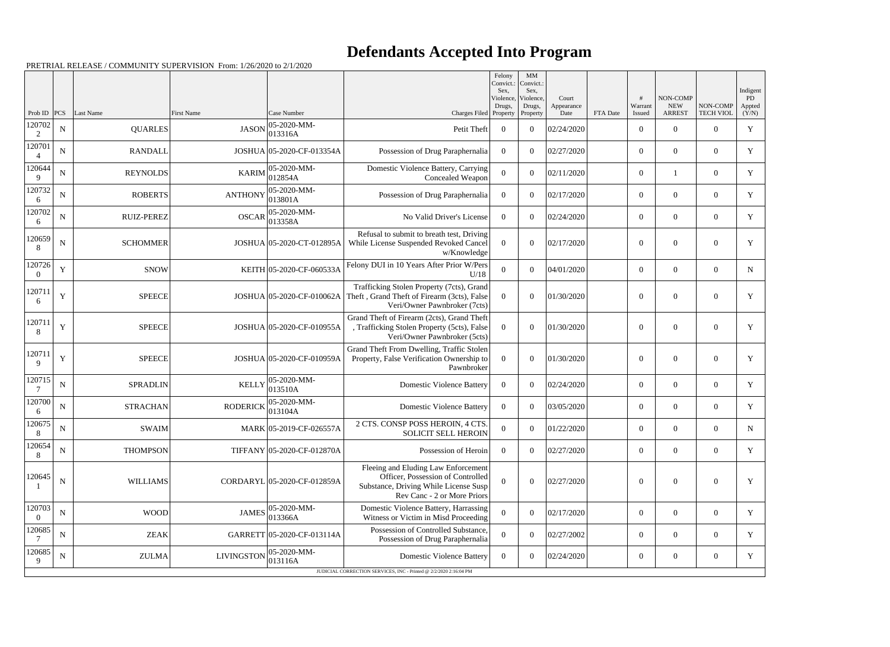# Defendants Accepted Into Program

PRETRIAL RELEASE / COMMUNITY SUPERVISION From: 1/26/2020 to 2/1/2020

| Prob ID | PCS | Last Name | First Name | Case Number | Charges Filed | Felony Convict.: Sex, Violence, Drugs, Property | MM Convict.: Sex, Violence, Drugs, Property | Court Appearance Date | FTA Date | # Warrant Issued | NON-COMP NEW ARREST | NON-COMP TECH VIOL | Indigent PD Appted (Y/N) |
|---|---|---|---|---|---|---|---|---|---|---|---|---|---|
| 1207022 | N | QUARLES | JASON | 05-2020-MM-013316A | Petit Theft | 0 | 0 | 02/24/2020 | | 0 | 0 | 0 | Y |
| 1207014 | N | RANDALL | JOSHUA | 05-2020-CF-013354A | Possession of Drug Paraphernalia | 0 | 0 | 02/27/2020 | | 0 | 0 | 0 | Y |
| 1206449 | N | REYNOLDS | KARIM | 05-2020-MM-012854A | Domestic Violence Battery, Carrying Concealed Weapon | 0 | 0 | 02/11/2020 | | 0 | 1 | 0 | Y |
| 1207326 | N | ROBERTS | ANTHONY | 05-2020-MM-013801A | Possession of Drug Paraphernalia | 0 | 0 | 02/17/2020 | | 0 | 0 | 0 | Y |
| 1207026 | N | RUIZ-PEREZ | OSCAR | 05-2020-MM-013358A | No Valid Driver's License | 0 | 0 | 02/24/2020 | | 0 | 0 | 0 | Y |
| 1206598 | N | SCHOMMER | JOSHUA | 05-2020-CT-012895A | Refusal to submit to breath test, Driving While License Suspended Revoked Cancel w/Knowledge | 0 | 0 | 02/17/2020 | | 0 | 0 | 0 | Y |
| 1207260 | Y | SNOW | KEITH | 05-2020-CF-060533A | Felony DUI in 10 Years After Prior W/Pers U/18 | 0 | 0 | 04/01/2020 | | 0 | 0 | 0 | N |
| 1207116 | Y | SPEECE | JOSHUA | 05-2020-CF-010062A | Trafficking Stolen Property (7cts), Grand Theft , Grand Theft of Firearm (3cts), False Veri/Owner Pawnbroker (7cts) | 0 | 0 | 01/30/2020 | | 0 | 0 | 0 | Y |
| 1207118 | Y | SPEECE | JOSHUA | 05-2020-CF-010955A | Grand Theft of Firearm (2cts), Grand Theft , Trafficking Stolen Property (5cts), False Veri/Owner Pawnbroker (5cts) | 0 | 0 | 01/30/2020 | | 0 | 0 | 0 | Y |
| 1207119 | Y | SPEECE | JOSHUA | 05-2020-CF-010959A | Grand Theft From Dwelling, Traffic Stolen Property, False Verification Ownership to Pawnbroker | 0 | 0 | 01/30/2020 | | 0 | 0 | 0 | Y |
| 1207157 | N | SPRADLIN | KELLY | 05-2020-MM-013510A | Domestic Violence Battery | 0 | 0 | 02/24/2020 | | 0 | 0 | 0 | Y |
| 1207006 | N | STRACHAN | RODERICK | 05-2020-MM-013104A | Domestic Violence Battery | 0 | 0 | 03/05/2020 | | 0 | 0 | 0 | Y |
| 1206758 | N | SWAIM | MARK | 05-2019-CF-026557A | 2 CTS. CONSP POSS HEROIN, 4 CTS. SOLICIT SELL HEROIN | 0 | 0 | 01/22/2020 | | 0 | 0 | 0 | N |
| 1206548 | N | THOMPSON | TIFFANY | 05-2020-CF-012870A | Possession of Heroin | 0 | 0 | 02/27/2020 | | 0 | 0 | 0 | Y |
| 1206451 | N | WILLIAMS | CORDARYL | 05-2020-CF-012859A | Fleeing and Eluding Law Enforcement Officer, Possession of Controlled Substance, Driving While License Susp Rev Canc - 2 or More Priors | 0 | 0 | 02/27/2020 | | 0 | 0 | 0 | Y |
| 1207030 | N | WOOD | JAMES | 05-2020-MM-013366A | Domestic Violence Battery, Harrassing Witness or Victim in Misd Proceeding | 0 | 0 | 02/17/2020 | | 0 | 0 | 0 | Y |
| 1206857 | N | ZEAK | GARRETT | 05-2020-CF-013114A | Possession of Controlled Substance, Possession of Drug Paraphernalia | 0 | 0 | 02/27/2002 | | 0 | 0 | 0 | Y |
| 1206859 | N | ZULMA | LIVINGSTON | 05-2020-MM-013116A | Domestic Violence Battery | 0 | 0 | 02/24/2020 | | 0 | 0 | 0 | Y |

JUDICIAL CORRECTION SERVICES, INC - Printed @ 2/2/2020 2:16:04 PM